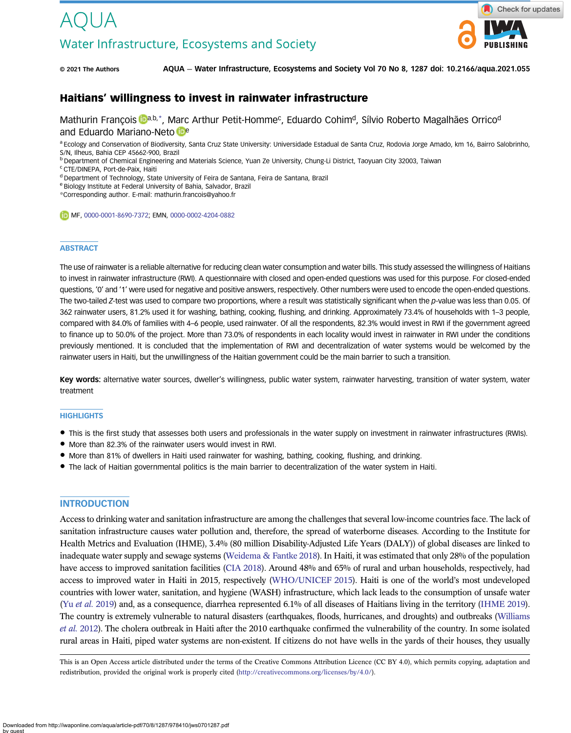# Haitians' willingness to invest in rainwater infrastructure

Mathurin François[a,b,*], Marc Arthur Petit-Homme[c], Eduardo Cohim[d], Sílvio Roberto Magalhães Orrico[d] and Eduardo Mariano-Neto[e]

[a] Ecology and Conservation of Biodiversity, Santa Cruz State University: Universidade Estadual de Santa Cruz, Rodovia Jorge Amado, km 16, Bairro Salobrinho, S/N, Ilheus, Bahia CEP 45662-900, Brazil
[b] Department of Chemical Engineering and Materials Science, Yuan Ze University, Chung-Li District, Taoyuan City 32003, Taiwan
[c] CTE/DINEPA, Port-de-Paix, Haiti
[d] Department of Technology, State University of Feira de Santana, Feira de Santana, Brazil
[e] Biology Institute at Federal University of Bahia, Salvador, Brazil
*Corresponding author. E-mail: mathurin.francois@yahoo.fr

MF, 0000-0001-8690-7372; EMN, 0000-0002-4204-0882

## ABSTRACT

The use of rainwater is a reliable alternative for reducing clean water consumption and water bills. This study assessed the willingness of Haitians to invest in rainwater infrastructure (RWI). A questionnaire with closed and open-ended questions was used for this purpose. For closed-ended questions, '0' and '1' were used for negative and positive answers, respectively. Other numbers were used to encode the open-ended questions. The two-tailed *Z*-test was used to compare two proportions, where a result was statistically significant when the *p*-value was less than 0.05. Of 362 rainwater users, 81.2% used it for washing, bathing, cooking, flushing, and drinking. Approximately 73.4% of households with 1–3 people, compared with 84.0% of families with 4–6 people, used rainwater. Of all the respondents, 82.3% would invest in RWI if the government agreed to finance up to 50.0% of the project. More than 73.0% of respondents in each locality would invest in rainwater in RWI under the conditions previously mentioned. It is concluded that the implementation of RWI and decentralization of water systems would be welcomed by the rainwater users in Haiti, but the unwillingness of the Haitian government could be the main barrier to such a transition.

**Key words:** alternative water sources, dweller's willingness, public water system, rainwater harvesting, transition of water system, water treatment

## HIGHLIGHTS

- This is the first study that assesses both users and professionals in the water supply on investment in rainwater infrastructures (RWIs).
- More than 82.3% of the rainwater users would invest in RWI.
- More than 81% of dwellers in Haiti used rainwater for washing, bathing, cooking, flushing, and drinking.
- The lack of Haitian governmental politics is the main barrier to decentralization of the water system in Haiti.

## INTRODUCTION

Access to drinking water and sanitation infrastructure are among the challenges that several low-income countries face. The lack of sanitation infrastructure causes water pollution and, therefore, the spread of waterborne diseases. According to the Institute for Health Metrics and Evaluation (IHME), 3.4% (80 million Disability-Adjusted Life Years (DALY)) of global diseases are linked to inadequate water supply and sewage systems (Weidema & Fantke 2018). In Haiti, it was estimated that only 28% of the population have access to improved sanitation facilities (CIA 2018). Around 48% and 65% of rural and urban households, respectively, had access to improved water in Haiti in 2015, respectively (WHO/UNICEF 2015). Haiti is one of the world's most undeveloped countries with lower water, sanitation, and hygiene (WASH) infrastructure, which lack leads to the consumption of unsafe water (Yu *et al.* 2019) and, as a consequence, diarrhea represented 6.1% of all diseases of Haitians living in the territory (IHME 2019). The country is extremely vulnerable to natural disasters (earthquakes, floods, hurricanes, and droughts) and outbreaks (Williams *et al.* 2012). The cholera outbreak in Haiti after the 2010 earthquake confirmed the vulnerability of the country. In some isolated rural areas in Haiti, piped water systems are non-existent. If citizens do not have wells in the yards of their houses, they usually

This is an Open Access article distributed under the terms of the Creative Commons Attribution Licence (CC BY 4.0), which permits copying, adaptation and redistribution, provided the original work is properly cited (http://creativecommons.org/licenses/by/4.0/).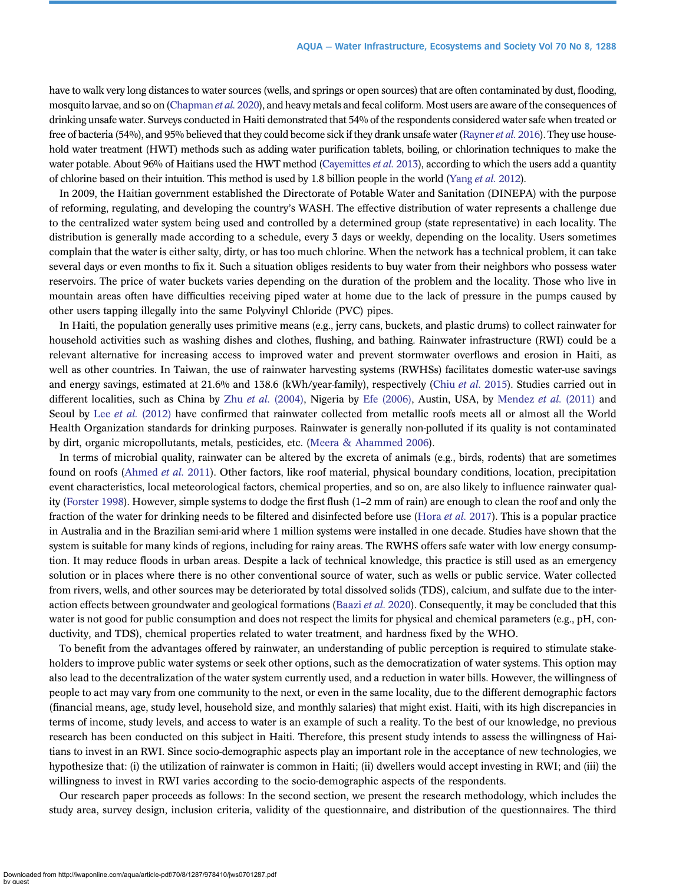have to walk very long distances to water sources (wells, and springs or open sources) that are often contaminated by dust, flooding, mosquito larvae, and so on (Chapman *et al.* 2020), and heavy metals and fecal coliform. Most users are aware of the consequences of drinking unsafe water. Surveys conducted in Haiti demonstrated that 54% of the respondents considered water safe when treated or free of bacteria (54%), and 95% believed that they could become sick if they drank unsafe water (Rayner *et al.* 2016). They use household water treatment (HWT) methods such as adding water purification tablets, boiling, or chlorination techniques to make the water potable. About 96% of Haitians used the HWT method (Cayemittes *et al.* 2013), according to which the users add a quantity of chlorine based on their intuition. This method is used by 1.8 billion people in the world (Yang *et al.* 2012).

In 2009, the Haitian government established the Directorate of Potable Water and Sanitation (DINEPA) with the purpose of reforming, regulating, and developing the country's WASH. The effective distribution of water represents a challenge due to the centralized water system being used and controlled by a determined group (state representative) in each locality. The distribution is generally made according to a schedule, every 3 days or weekly, depending on the locality. Users sometimes complain that the water is either salty, dirty, or has too much chlorine. When the network has a technical problem, it can take several days or even months to fix it. Such a situation obliges residents to buy water from their neighbors who possess water reservoirs. The price of water buckets varies depending on the duration of the problem and the locality. Those who live in mountain areas often have difficulties receiving piped water at home due to the lack of pressure in the pumps caused by other users tapping illegally into the same Polyvinyl Chloride (PVC) pipes.

In Haiti, the population generally uses primitive means (e.g., jerry cans, buckets, and plastic drums) to collect rainwater for household activities such as washing dishes and clothes, flushing, and bathing. Rainwater infrastructure (RWI) could be a relevant alternative for increasing access to improved water and prevent stormwater overflows and erosion in Haiti, as well as other countries. In Taiwan, the use of rainwater harvesting systems (RWHSs) facilitates domestic water-use savings and energy savings, estimated at 21.6% and 138.6 (kWh/year-family), respectively (Chiu *et al.* 2015). Studies carried out in different localities, such as China by Zhu *et al.* (2004), Nigeria by Efe (2006), Austin, USA, by Mendez *et al.* (2011) and Seoul by Lee *et al.* (2012) have confirmed that rainwater collected from metallic roofs meets all or almost all the World Health Organization standards for drinking purposes. Rainwater is generally non-polluted if its quality is not contaminated by dirt, organic micropollutants, metals, pesticides, etc. (Meera & Ahammed 2006).

In terms of microbial quality, rainwater can be altered by the excreta of animals (e.g., birds, rodents) that are sometimes found on roofs (Ahmed *et al.* 2011). Other factors, like roof material, physical boundary conditions, location, precipitation event characteristics, local meteorological factors, chemical properties, and so on, are also likely to influence rainwater quality (Forster 1998). However, simple systems to dodge the first flush (1–2 mm of rain) are enough to clean the roof and only the fraction of the water for drinking needs to be filtered and disinfected before use (Hora *et al.* 2017). This is a popular practice in Australia and in the Brazilian semi-arid where 1 million systems were installed in one decade. Studies have shown that the system is suitable for many kinds of regions, including for rainy areas. The RWHS offers safe water with low energy consumption. It may reduce floods in urban areas. Despite a lack of technical knowledge, this practice is still used as an emergency solution or in places where there is no other conventional source of water, such as wells or public service. Water collected from rivers, wells, and other sources may be deteriorated by total dissolved solids (TDS), calcium, and sulfate due to the interaction effects between groundwater and geological formations (Baazi *et al.* 2020). Consequently, it may be concluded that this water is not good for public consumption and does not respect the limits for physical and chemical parameters (e.g., pH, conductivity, and TDS), chemical properties related to water treatment, and hardness fixed by the WHO.

To benefit from the advantages offered by rainwater, an understanding of public perception is required to stimulate stakeholders to improve public water systems or seek other options, such as the democratization of water systems. This option may also lead to the decentralization of the water system currently used, and a reduction in water bills. However, the willingness of people to act may vary from one community to the next, or even in the same locality, due to the different demographic factors (financial means, age, study level, household size, and monthly salaries) that might exist. Haiti, with its high discrepancies in terms of income, study levels, and access to water is an example of such a reality. To the best of our knowledge, no previous research has been conducted on this subject in Haiti. Therefore, this present study intends to assess the willingness of Haitians to invest in an RWI. Since socio-demographic aspects play an important role in the acceptance of new technologies, we hypothesize that: (i) the utilization of rainwater is common in Haiti; (ii) dwellers would accept investing in RWI; and (iii) the willingness to invest in RWI varies according to the socio-demographic aspects of the respondents.

Our research paper proceeds as follows: In the second section, we present the research methodology, which includes the study area, survey design, inclusion criteria, validity of the questionnaire, and distribution of the questionnaires. The third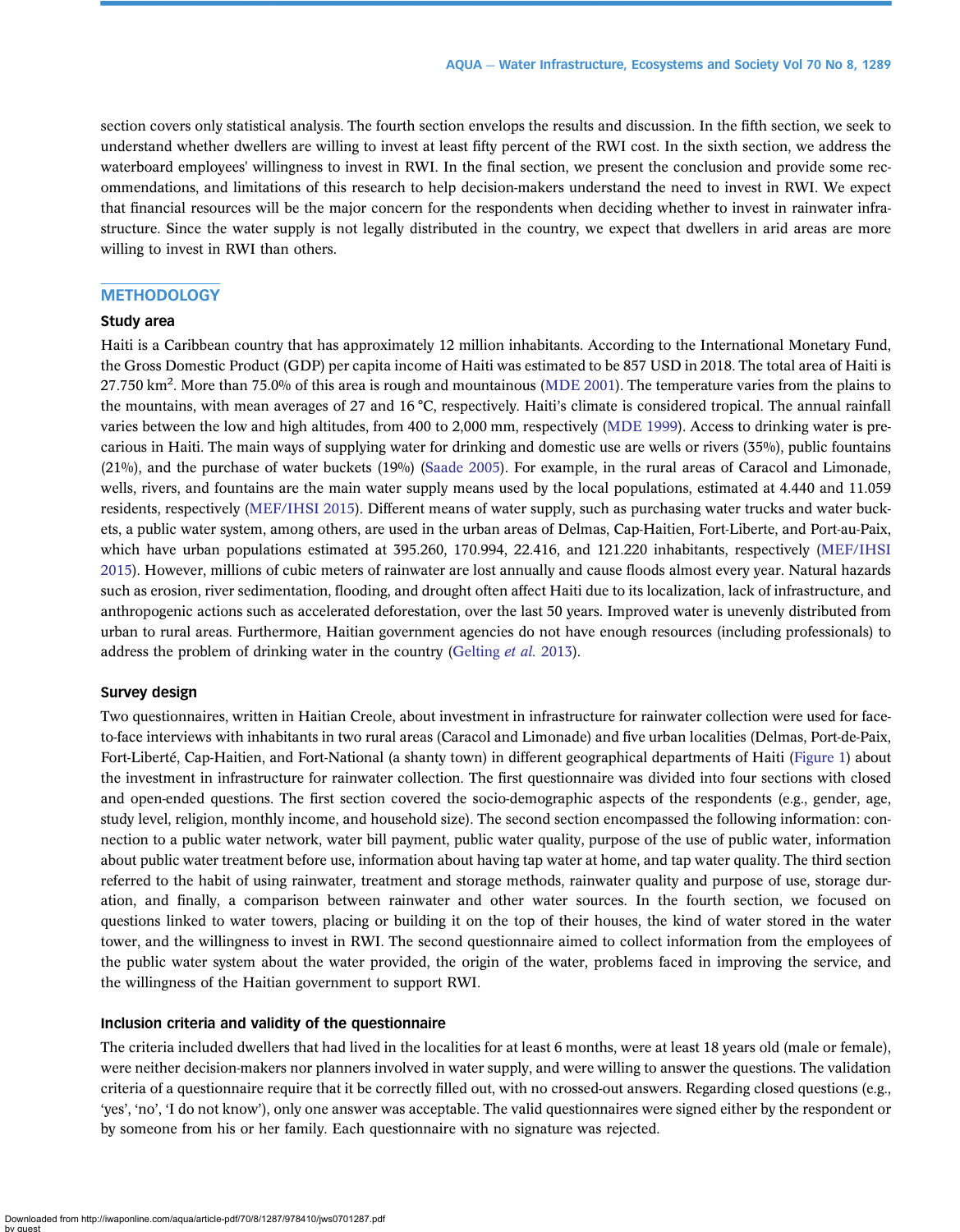section covers only statistical analysis. The fourth section envelops the results and discussion. In the fifth section, we seek to understand whether dwellers are willing to invest at least fifty percent of the RWI cost. In the sixth section, we address the waterboard employees' willingness to invest in RWI. In the final section, we present the conclusion and provide some recommendations, and limitations of this research to help decision-makers understand the need to invest in RWI. We expect that financial resources will be the major concern for the respondents when deciding whether to invest in rainwater infrastructure. Since the water supply is not legally distributed in the country, we expect that dwellers in arid areas are more willing to invest in RWI than others.

## METHODOLOGY

### Study area

Haiti is a Caribbean country that has approximately 12 million inhabitants. According to the International Monetary Fund, the Gross Domestic Product (GDP) per capita income of Haiti was estimated to be 857 USD in 2018. The total area of Haiti is 27.750 km$^2$. More than 75.0% of this area is rough and mountainous (MDE 2001). The temperature varies from the plains to the mountains, with mean averages of 27 and 16 °C, respectively. Haiti's climate is considered tropical. The annual rainfall varies between the low and high altitudes, from 400 to 2,000 mm, respectively (MDE 1999). Access to drinking water is precarious in Haiti. The main ways of supplying water for drinking and domestic use are wells or rivers (35%), public fountains (21%), and the purchase of water buckets (19%) (Saade 2005). For example, in the rural areas of Caracol and Limonade, wells, rivers, and fountains are the main water supply means used by the local populations, estimated at 4.440 and 11.059 residents, respectively (MEF/IHSI 2015). Different means of water supply, such as purchasing water trucks and water buckets, a public water system, among others, are used in the urban areas of Delmas, Cap-Haitien, Fort-Liberte, and Port-au-Paix, which have urban populations estimated at 395.260, 170.994, 22.416, and 121.220 inhabitants, respectively (MEF/IHSI 2015). However, millions of cubic meters of rainwater are lost annually and cause floods almost every year. Natural hazards such as erosion, river sedimentation, flooding, and drought often affect Haiti due to its localization, lack of infrastructure, and anthropogenic actions such as accelerated deforestation, over the last 50 years. Improved water is unevenly distributed from urban to rural areas. Furthermore, Haitian government agencies do not have enough resources (including professionals) to address the problem of drinking water in the country (Gelting *et al.* 2013).

### Survey design

Two questionnaires, written in Haitian Creole, about investment in infrastructure for rainwater collection were used for face-to-face interviews with inhabitants in two rural areas (Caracol and Limonade) and five urban localities (Delmas, Port-de-Paix, Fort-Liberté, Cap-Haitien, and Fort-National (a shanty town) in different geographical departments of Haiti (Figure 1) about the investment in infrastructure for rainwater collection. The first questionnaire was divided into four sections with closed and open-ended questions. The first section covered the socio-demographic aspects of the respondents (e.g., gender, age, study level, religion, monthly income, and household size). The second section encompassed the following information: connection to a public water network, water bill payment, public water quality, purpose of the use of public water, information about public water treatment before use, information about having tap water at home, and tap water quality. The third section referred to the habit of using rainwater, treatment and storage methods, rainwater quality and purpose of use, storage duration, and finally, a comparison between rainwater and other water sources. In the fourth section, we focused on questions linked to water towers, placing or building it on the top of their houses, the kind of water stored in the water tower, and the willingness to invest in RWI. The second questionnaire aimed to collect information from the employees of the public water system about the water provided, the origin of the water, problems faced in improving the service, and the willingness of the Haitian government to support RWI.

### Inclusion criteria and validity of the questionnaire

The criteria included dwellers that had lived in the localities for at least 6 months, were at least 18 years old (male or female), were neither decision-makers nor planners involved in water supply, and were willing to answer the questions. The validation criteria of a questionnaire require that it be correctly filled out, with no crossed-out answers. Regarding closed questions (e.g., 'yes', 'no', 'I do not know'), only one answer was acceptable. The valid questionnaires were signed either by the respondent or by someone from his or her family. Each questionnaire with no signature was rejected.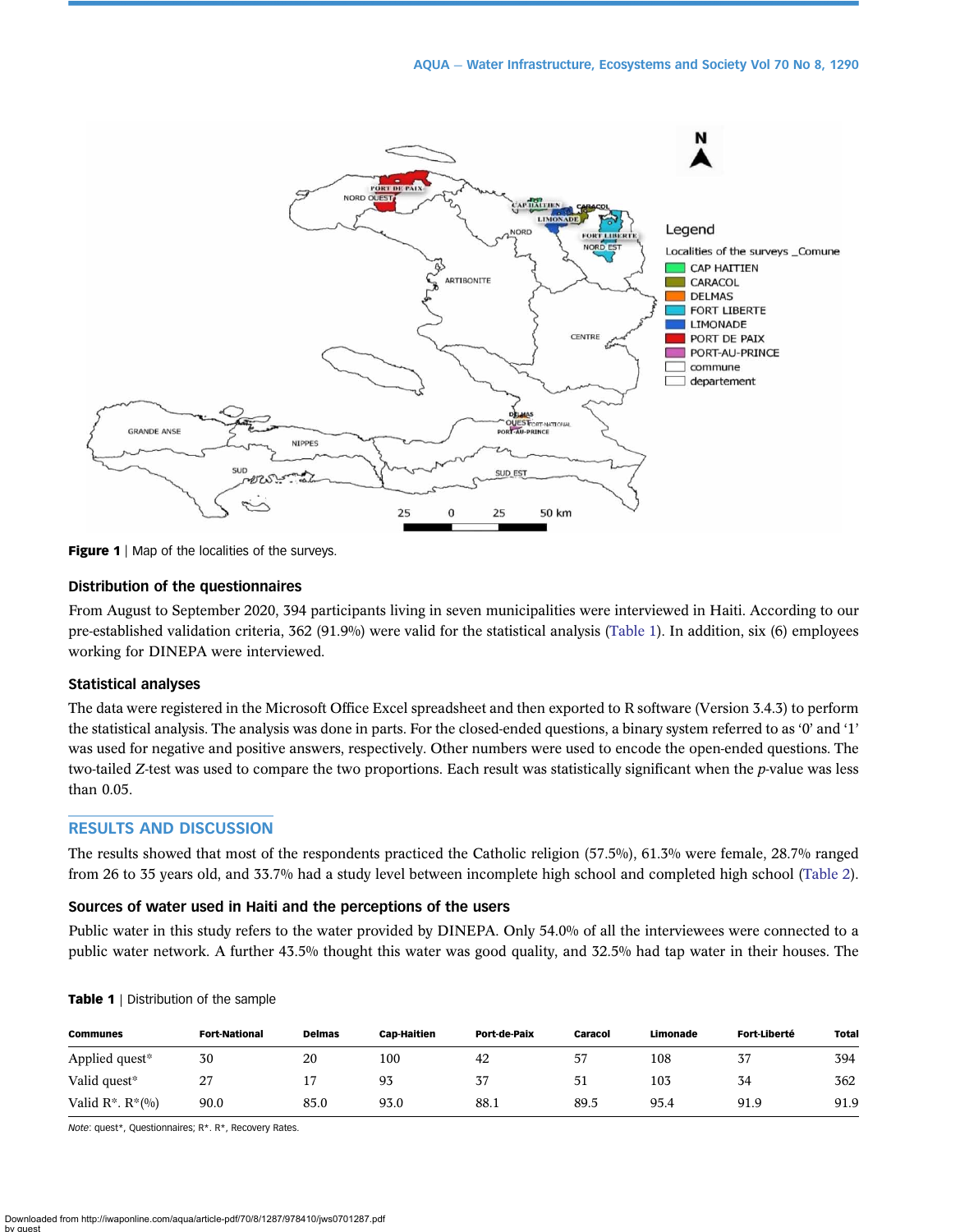Figure 1 | Map of the localities of the surveys.

### Distribution of the questionnaires

From August to September 2020, 394 participants living in seven municipalities were interviewed in Haiti. According to our pre-established validation criteria, 362 (91.9%) were valid for the statistical analysis (Table 1). In addition, six (6) employees working for DINEPA were interviewed.

### Statistical analyses

The data were registered in the Microsoft Office Excel spreadsheet and then exported to R software (Version 3.4.3) to perform the statistical analysis. The analysis was done in parts. For the closed-ended questions, a binary system referred to as '0' and '1' was used for negative and positive answers, respectively. Other numbers were used to encode the open-ended questions. The two-tailed *Z*-test was used to compare the two proportions. Each result was statistically significant when the *p*-value was less than 0.05.

## RESULTS AND DISCUSSION

The results showed that most of the respondents practiced the Catholic religion (57.5%), 61.3% were female, 28.7% ranged from 26 to 35 years old, and 33.7% had a study level between incomplete high school and completed high school (Table 2).

### Sources of water used in Haiti and the perceptions of the users

Public water in this study refers to the water provided by DINEPA. Only 54.0% of all the interviewees were connected to a public water network. A further 43.5% thought this water was good quality, and 32.5% had tap water in their houses. The

**Table 1** | Distribution of the sample

| Communes | Fort-National | Delmas | Cap-Haitien | Port-de-Paix | Caracol | Limonade | Fort-Liberté | Total |
|---|---|---|---|---|---|---|---|---|
| Applied quest* | 30 | 20 | 100 | 42 | 57 | 108 | 37 | 394 |
| Valid quest* | 27 | 17 | 93 | 37 | 51 | 103 | 34 | 362 |
| Valid R*. R*(%) | 90.0 | 85.0 | 93.0 | 88.1 | 89.5 | 95.4 | 91.9 | 91.9 |

*Note*: quest*, Questionnaires; R*. R*, Recovery Rates.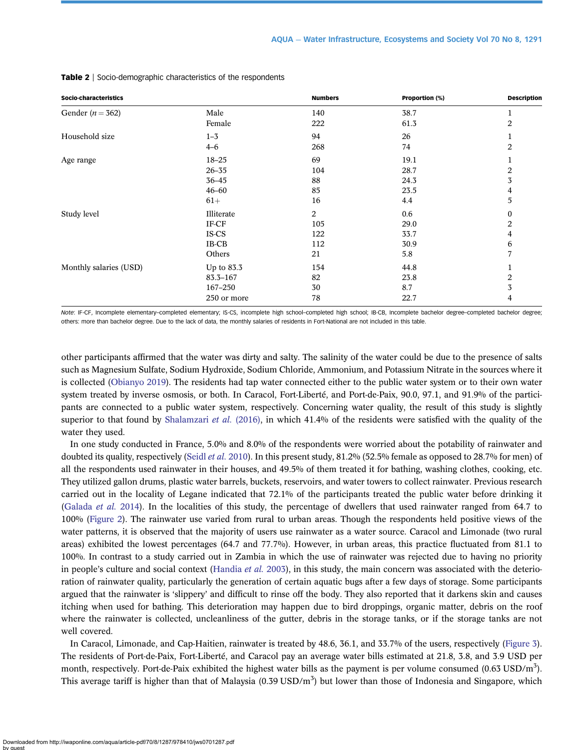**Table 2** | Socio-demographic characteristics of the respondents

| Socio-characteristics | | Numbers | Proportion (%) | Description |
|---|---|---|---|---|
| Gender ($n = 362$) | Male | 140 | 38.7 | 1 |
| | Female | 222 | 61.3 | 2 |
| Household size | 1–3 | 94 | 26 | 1 |
| | 4–6 | 268 | 74 | 2 |
| Age range | 18–25 | 69 | 19.1 | 1 |
| | 26–35 | 104 | 28.7 | 2 |
| | 36–45 | 88 | 24.3 | 3 |
| | 46–60 | 85 | 23.5 | 4 |
| | 61+ | 16 | 4.4 | 5 |
| Study level | Illiterate | 2 | 0.6 | 0 |
| | IF-CF | 105 | 29.0 | 2 |
| | IS-CS | 122 | 33.7 | 4 |
| | IB-CB | 112 | 30.9 | 6 |
| | Others | 21 | 5.8 | 7 |
| Monthly salaries (USD) | Up to 83.3 | 154 | 44.8 | 1 |
| | 83.3–167 | 82 | 23.8 | 2 |
| | 167–250 | 30 | 8.7 | 3 |
| | 250 or more | 78 | 22.7 | 4 |

*Note*: IF-CF, Incomplete elementary–completed elementary; IS-CS, incomplete high school–completed high school; IB-CB, incomplete bachelor degree–completed bachelor degree; others: more than bachelor degree. Due to the lack of data, the monthly salaries of residents in Fort-National are not included in this table.

other participants affirmed that the water was dirty and salty. The salinity of the water could be due to the presence of salts such as Magnesium Sulfate, Sodium Hydroxide, Sodium Chloride, Ammonium, and Potassium Nitrate in the sources where it is collected (Obianyo 2019). The residents had tap water connected either to the public water system or to their own water system treated by inverse osmosis, or both. In Caracol, Fort-Liberté, and Port-de-Paix, 90.0, 97.1, and 91.9% of the participants are connected to a public water system, respectively. Concerning water quality, the result of this study is slightly superior to that found by Shalamzari *et al.* (2016), in which 41.4% of the residents were satisfied with the quality of the water they used.

In one study conducted in France, 5.0% and 8.0% of the respondents were worried about the potability of rainwater and doubted its quality, respectively (Seidl *et al.* 2010). In this present study, 81.2% (52.5% female as opposed to 28.7% for men) of all the respondents used rainwater in their houses, and 49.5% of them treated it for bathing, washing clothes, cooking, etc. They utilized gallon drums, plastic water barrels, buckets, reservoirs, and water towers to collect rainwater. Previous research carried out in the locality of Legane indicated that 72.1% of the participants treated the public water before drinking it (Galada *et al.* 2014). In the localities of this study, the percentage of dwellers that used rainwater ranged from 64.7 to 100% (Figure 2). The rainwater use varied from rural to urban areas. Though the respondents held positive views of the water patterns, it is observed that the majority of users use rainwater as a water source. Caracol and Limonade (two rural areas) exhibited the lowest percentages (64.7 and 77.7%). However, in urban areas, this practice fluctuated from 81.1 to 100%. In contrast to a study carried out in Zambia in which the use of rainwater was rejected due to having no priority in people's culture and social context (Handia *et al.* 2003), in this study, the main concern was associated with the deterioration of rainwater quality, particularly the generation of certain aquatic bugs after a few days of storage. Some participants argued that the rainwater is 'slippery' and difficult to rinse off the body. They also reported that it darkens skin and causes itching when used for bathing. This deterioration may happen due to bird droppings, organic matter, debris on the roof where the rainwater is collected, uncleanliness of the gutter, debris in the storage tanks, or if the storage tanks are not well covered.

In Caracol, Limonade, and Cap-Haitien, rainwater is treated by 48.6, 36.1, and 33.7% of the users, respectively (Figure 3). The residents of Port-de-Paix, Fort-Liberté, and Caracol pay an average water bills estimated at 21.8, 3.8, and 3.9 USD per month, respectively. Port-de-Paix exhibited the highest water bills as the payment is per volume consumed (0.63 USD/$m^3$). This average tariff is higher than that of Malaysia (0.39 USD/$m^3$) but lower than those of Indonesia and Singapore, which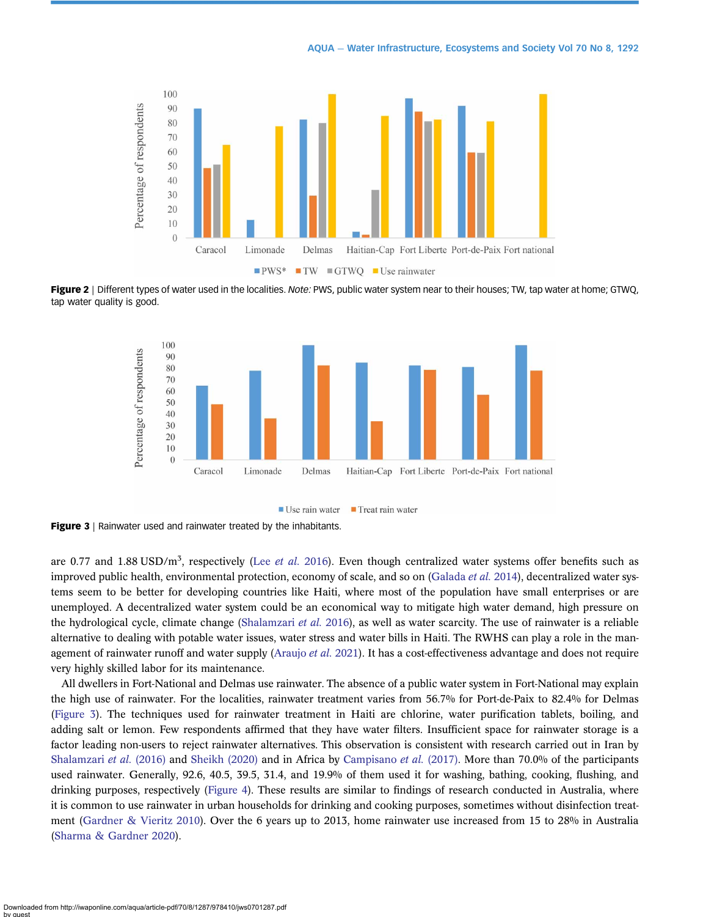**Figure 2** | Different types of water used in the localities. *Note:* PWS, public water system near to their houses; TW, tap water at home; GTWQ, tap water quality is good.

**Figure 3** | Rainwater used and rainwater treated by the inhabitants.

are 0.77 and 1.88 USD/m$^3$, respectively (Lee *et al.* 2016). Even though centralized water systems offer benefits such as improved public health, environmental protection, economy of scale, and so on (Galada *et al.* 2014), decentralized water systems seem to be better for developing countries like Haiti, where most of the population have small enterprises or are unemployed. A decentralized water system could be an economical way to mitigate high water demand, high pressure on the hydrological cycle, climate change (Shalamzari *et al.* 2016), as well as water scarcity. The use of rainwater is a reliable alternative to dealing with potable water issues, water stress and water bills in Haiti. The RWHS can play a role in the management of rainwater runoff and water supply (Araujo *et al.* 2021). It has a cost-effectiveness advantage and does not require very highly skilled labor for its maintenance.

All dwellers in Fort-National and Delmas use rainwater. The absence of a public water system in Fort-National may explain the high use of rainwater. For the localities, rainwater treatment varies from 56.7% for Port-de-Paix to 82.4% for Delmas (Figure 3). The techniques used for rainwater treatment in Haiti are chlorine, water purification tablets, boiling, and adding salt or lemon. Few respondents affirmed that they have water filters. Insufficient space for rainwater storage is a factor leading non-users to reject rainwater alternatives. This observation is consistent with research carried out in Iran by Shalamzari *et al.* (2016) and Sheikh (2020) and in Africa by Campisano *et al.* (2017). More than 70.0% of the participants used rainwater. Generally, 92.6, 40.5, 39.5, 31.4, and 19.9% of them used it for washing, bathing, cooking, flushing, and drinking purposes, respectively (Figure 4). These results are similar to findings of research conducted in Australia, where it is common to use rainwater in urban households for drinking and cooking purposes, sometimes without disinfection treatment (Gardner & Vieritz 2010). Over the 6 years up to 2013, home rainwater use increased from 15 to 28% in Australia (Sharma & Gardner 2020).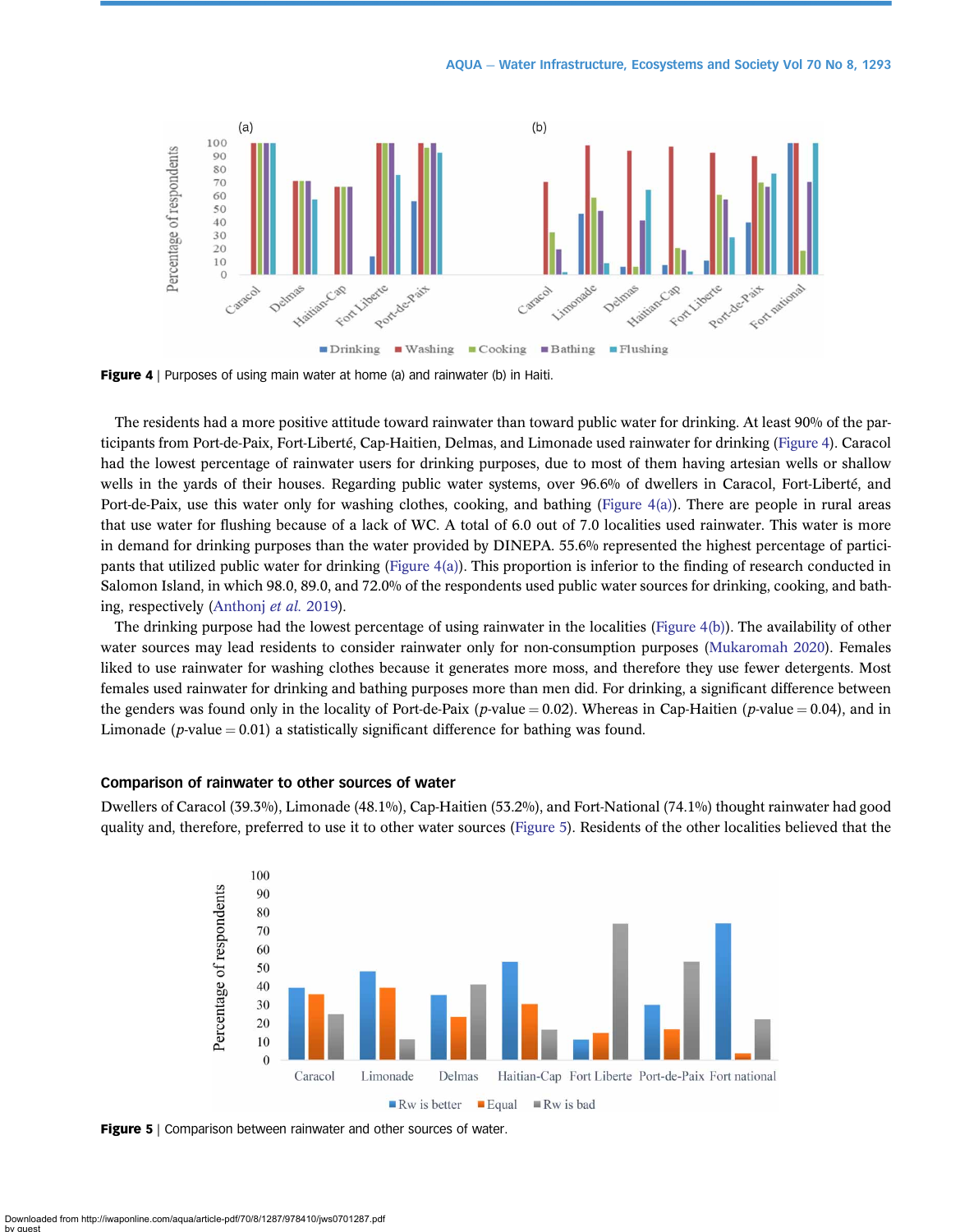**Figure 4** | Purposes of using main water at home (a) and rainwater (b) in Haiti.

The residents had a more positive attitude toward rainwater than toward public water for drinking. At least 90% of the participants from Port-de-Paix, Fort-Liberté, Cap-Haitien, Delmas, and Limonade used rainwater for drinking (Figure 4). Caracol had the lowest percentage of rainwater users for drinking purposes, due to most of them having artesian wells or shallow wells in the yards of their houses. Regarding public water systems, over 96.6% of dwellers in Caracol, Fort-Liberté, and Port-de-Paix, use this water only for washing clothes, cooking, and bathing (Figure 4(a)). There are people in rural areas that use water for flushing because of a lack of WC. A total of 6.0 out of 7.0 localities used rainwater. This water is more in demand for drinking purposes than the water provided by DINEPA. 55.6% represented the highest percentage of participants that utilized public water for drinking (Figure 4(a)). This proportion is inferior to the finding of research conducted in Salomon Island, in which 98.0, 89.0, and 72.0% of the respondents used public water sources for drinking, cooking, and bathing, respectively (Anthonj *et al.* 2019).

The drinking purpose had the lowest percentage of using rainwater in the localities (Figure 4(b)). The availability of other water sources may lead residents to consider rainwater only for non-consumption purposes (Mukaromah 2020). Females liked to use rainwater for washing clothes because it generates more moss, and therefore they use fewer detergents. Most females used rainwater for drinking and bathing purposes more than men did. For drinking, a significant difference between the genders was found only in the locality of Port-de-Paix ($p$-value = 0.02). Whereas in Cap-Haitien ($p$-value = 0.04), and in Limonade ($p$-value = 0.01) a statistically significant difference for bathing was found.

### Comparison of rainwater to other sources of water

Dwellers of Caracol (39.3%), Limonade (48.1%), Cap-Haitien (53.2%), and Fort-National (74.1%) thought rainwater had good quality and, therefore, preferred to use it to other water sources (Figure 5). Residents of the other localities believed that the

**Figure 5** | Comparison between rainwater and other sources of water.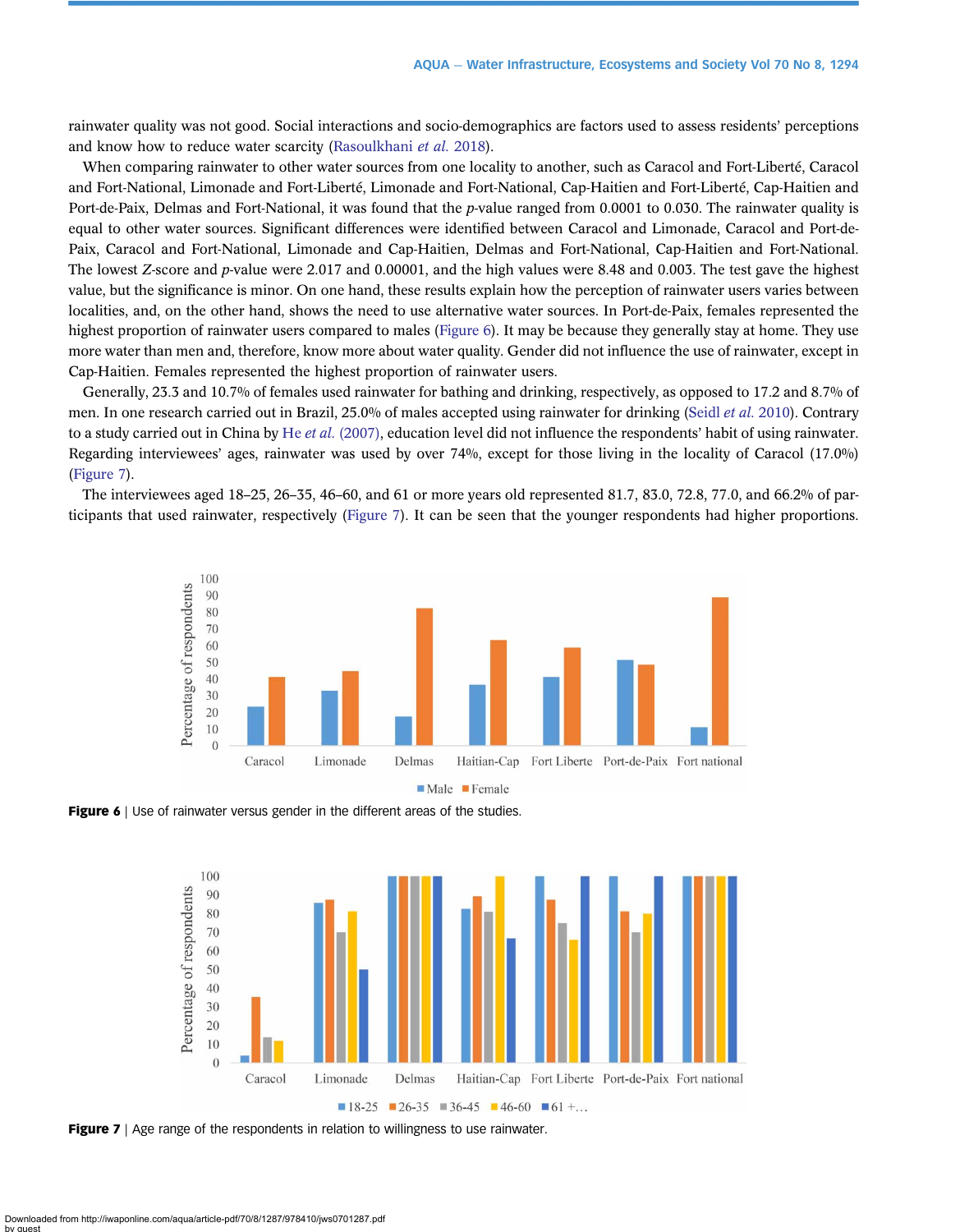rainwater quality was not good. Social interactions and socio-demographics are factors used to assess residents' perceptions and know how to reduce water scarcity (Rasoulkhani *et al.* 2018).

When comparing rainwater to other water sources from one locality to another, such as Caracol and Fort-Liberté, Caracol and Fort-National, Limonade and Fort-Liberté, Limonade and Fort-National, Cap-Haitien and Fort-Liberté, Cap-Haitien and Port-de-Paix, Delmas and Fort-National, it was found that the $p$-value ranged from 0.0001 to 0.030. The rainwater quality is equal to other water sources. Significant differences were identified between Caracol and Limonade, Caracol and Port-de-Paix, Caracol and Fort-National, Limonade and Cap-Haitien, Delmas and Fort-National, Cap-Haitien and Fort-National. The lowest $Z$-score and $p$-value were 2.017 and 0.00001, and the high values were 8.48 and 0.003. The test gave the highest value, but the significance is minor. On one hand, these results explain how the perception of rainwater users varies between localities, and, on the other hand, shows the need to use alternative water sources. In Port-de-Paix, females represented the highest proportion of rainwater users compared to males (Figure 6). It may be because they generally stay at home. They use more water than men and, therefore, know more about water quality. Gender did not influence the use of rainwater, except in Cap-Haitien. Females represented the highest proportion of rainwater users.

Generally, 23.3 and 10.7% of females used rainwater for bathing and drinking, respectively, as opposed to 17.2 and 8.7% of men. In one research carried out in Brazil, 25.0% of males accepted using rainwater for drinking (Seidl *et al.* 2010). Contrary to a study carried out in China by He *et al.* (2007), education level did not influence the respondents' habit of using rainwater. Regarding interviewees' ages, rainwater was used by over 74%, except for those living in the locality of Caracol (17.0%) (Figure 7).

The interviewees aged 18–25, 26–35, 46–60, and 61 or more years old represented 81.7, 83.0, 72.8, 77.0, and 66.2% of participants that used rainwater, respectively (Figure 7). It can be seen that the younger respondents had higher proportions.

**Figure 6** | Use of rainwater versus gender in the different areas of the studies.

**Figure 7** | Age range of the respondents in relation to willingness to use rainwater.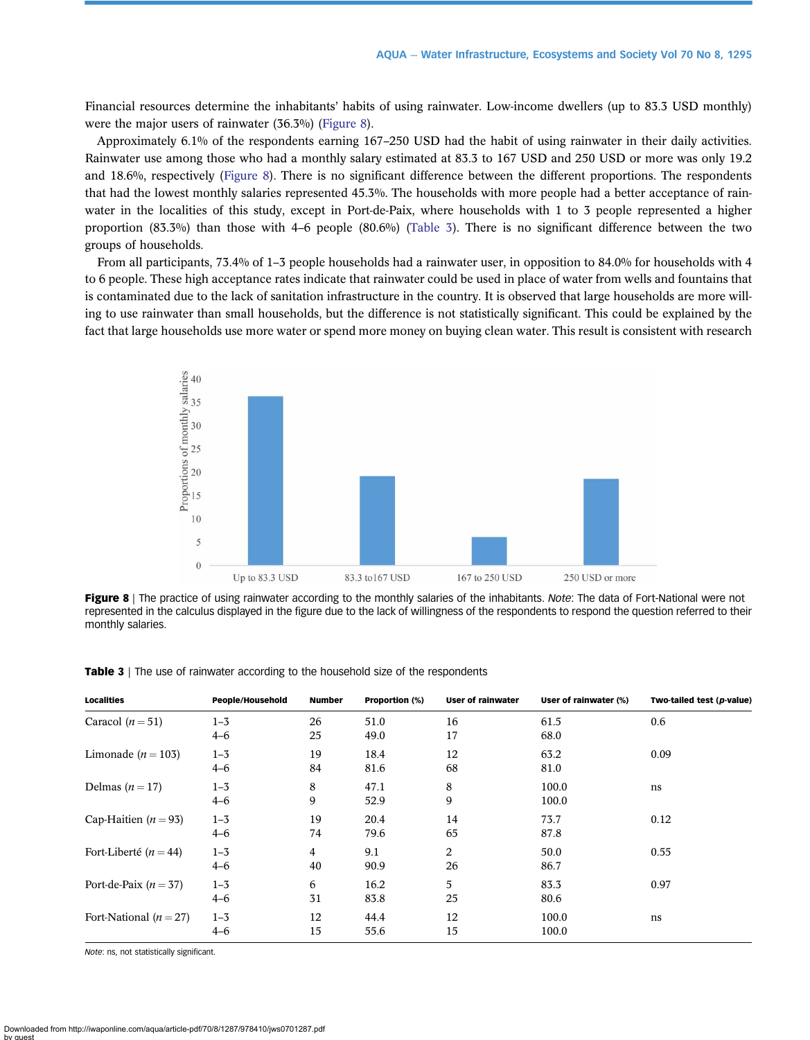Financial resources determine the inhabitants' habits of using rainwater. Low-income dwellers (up to 83.3 USD monthly) were the major users of rainwater (36.3%) (Figure 8).

Approximately 6.1% of the respondents earning 167–250 USD had the habit of using rainwater in their daily activities. Rainwater use among those who had a monthly salary estimated at 83.3 to 167 USD and 250 USD or more was only 19.2 and 18.6%, respectively (Figure 8). There is no significant difference between the different proportions. The respondents that had the lowest monthly salaries represented 45.3%. The households with more people had a better acceptance of rainwater in the localities of this study, except in Port-de-Paix, where households with 1 to 3 people represented a higher proportion (83.3%) than those with 4–6 people (80.6%) (Table 3). There is no significant difference between the two groups of households.

From all participants, 73.4% of 1–3 people households had a rainwater user, in opposition to 84.0% for households with 4 to 6 people. These high acceptance rates indicate that rainwater could be used in place of water from wells and fountains that is contaminated due to the lack of sanitation infrastructure in the country. It is observed that large households are more willing to use rainwater than small households, but the difference is not statistically significant. This could be explained by the fact that large households use more water or spend more money on buying clean water. This result is consistent with research

**Figure 8** | The practice of using rainwater according to the monthly salaries of the inhabitants. *Note*: The data of Fort-National were not represented in the calculus displayed in the figure due to the lack of willingness of the respondents to respond the question referred to their monthly salaries.

**Table 3** | The use of rainwater according to the household size of the respondents

| Localities | People/Household | Number | Proportion (%) | User of rainwater | User of rainwater (%) | Two-tailed test (*p*-value) |
|---|---|---|---|---|---|---|
| Caracol ($n = 51$) | 1–3 | 26 | 51.0 | 16 | 61.5 | 0.6 |
| | 4–6 | 25 | 49.0 | 17 | 68.0 | |
| Limonade ($n = 103$) | 1–3 | 19 | 18.4 | 12 | 63.2 | 0.09 |
| | 4–6 | 84 | 81.6 | 68 | 81.0 | |
| Delmas ($n = 17$) | 1–3 | 8 | 47.1 | 8 | 100.0 | ns |
| | 4–6 | 9 | 52.9 | 9 | 100.0 | |
| Cap-Haitien ($n = 93$) | 1–3 | 19 | 20.4 | 14 | 73.7 | 0.12 |
| | 4–6 | 74 | 79.6 | 65 | 87.8 | |
| Fort-Liberté ($n = 44$) | 1–3 | 4 | 9.1 | 2 | 50.0 | 0.55 |
| | 4–6 | 40 | 90.9 | 26 | 86.7 | |
| Port-de-Paix ($n = 37$) | 1–3 | 6 | 16.2 | 5 | 83.3 | 0.97 |
| | 4–6 | 31 | 83.8 | 25 | 80.6 | |
| Fort-National ($n = 27$) | 1–3 | 12 | 44.4 | 12 | 100.0 | ns |
| | 4–6 | 15 | 55.6 | 15 | 100.0 | |

*Note*: ns, not statistically significant.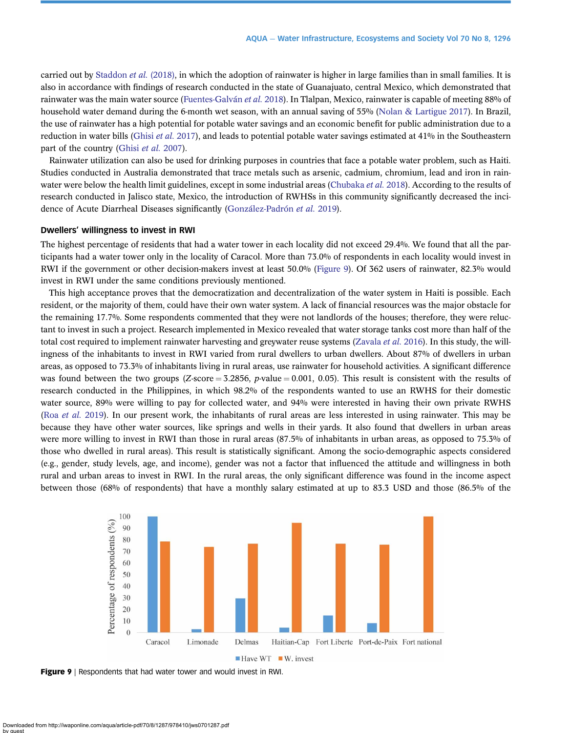carried out by Staddon *et al.* (2018), in which the adoption of rainwater is higher in large families than in small families. It is also in accordance with findings of research conducted in the state of Guanajuato, central Mexico, which demonstrated that rainwater was the main water source (Fuentes-Galván *et al.* 2018). In Tlalpan, Mexico, rainwater is capable of meeting 88% of household water demand during the 6-month wet season, with an annual saving of 55% (Nolan & Lartigue 2017). In Brazil, the use of rainwater has a high potential for potable water savings and an economic benefit for public administration due to a reduction in water bills (Ghisi *et al.* 2017), and leads to potential potable water savings estimated at 41% in the Southeastern part of the country (Ghisi *et al.* 2007).

Rainwater utilization can also be used for drinking purposes in countries that face a potable water problem, such as Haiti. Studies conducted in Australia demonstrated that trace metals such as arsenic, cadmium, chromium, lead and iron in rainwater were below the health limit guidelines, except in some industrial areas (Chubaka *et al.* 2018). According to the results of research conducted in Jalisco state, Mexico, the introduction of RWHSs in this community significantly decreased the incidence of Acute Diarrheal Diseases significantly (González-Padrón *et al.* 2019).

### Dwellers' willingness to invest in RWI

The highest percentage of residents that had a water tower in each locality did not exceed 29.4%. We found that all the participants had a water tower only in the locality of Caracol. More than 73.0% of respondents in each locality would invest in RWI if the government or other decision-makers invest at least 50.0% (Figure 9). Of 362 users of rainwater, 82.3% would invest in RWI under the same conditions previously mentioned.

This high acceptance proves that the democratization and decentralization of the water system in Haiti is possible. Each resident, or the majority of them, could have their own water system. A lack of financial resources was the major obstacle for the remaining 17.7%. Some respondents commented that they were not landlords of the houses; therefore, they were reluctant to invest in such a project. Research implemented in Mexico revealed that water storage tanks cost more than half of the total cost required to implement rainwater harvesting and greywater reuse systems (Zavala *et al.* 2016). In this study, the willingness of the inhabitants to invest in RWI varied from rural dwellers to urban dwellers. About 87% of dwellers in urban areas, as opposed to 73.3% of inhabitants living in rural areas, use rainwater for household activities. A significant difference was found between the two groups ($Z$-score = 3.2856, $p$-value = 0.001, 0.05). This result is consistent with the results of research conducted in the Philippines, in which 98.2% of the respondents wanted to use an RWHS for their domestic water source, 89% were willing to pay for collected water, and 94% were interested in having their own private RWHS (Roa *et al.* 2019). In our present work, the inhabitants of rural areas are less interested in using rainwater. This may be because they have other water sources, like springs and wells in their yards. It also found that dwellers in urban areas were more willing to invest in RWI than those in rural areas (87.5% of inhabitants in urban areas, as opposed to 75.3% of those who dwelled in rural areas). This result is statistically significant. Among the socio-demographic aspects considered (e.g., gender, study levels, age, and income), gender was not a factor that influenced the attitude and willingness in both rural and urban areas to invest in RWI. In the rural areas, the only significant difference was found in the income aspect between those (68% of respondents) that have a monthly salary estimated at up to 83.3 USD and those (86.5% of the

**Figure 9** | Respondents that had water tower and would invest in RWI.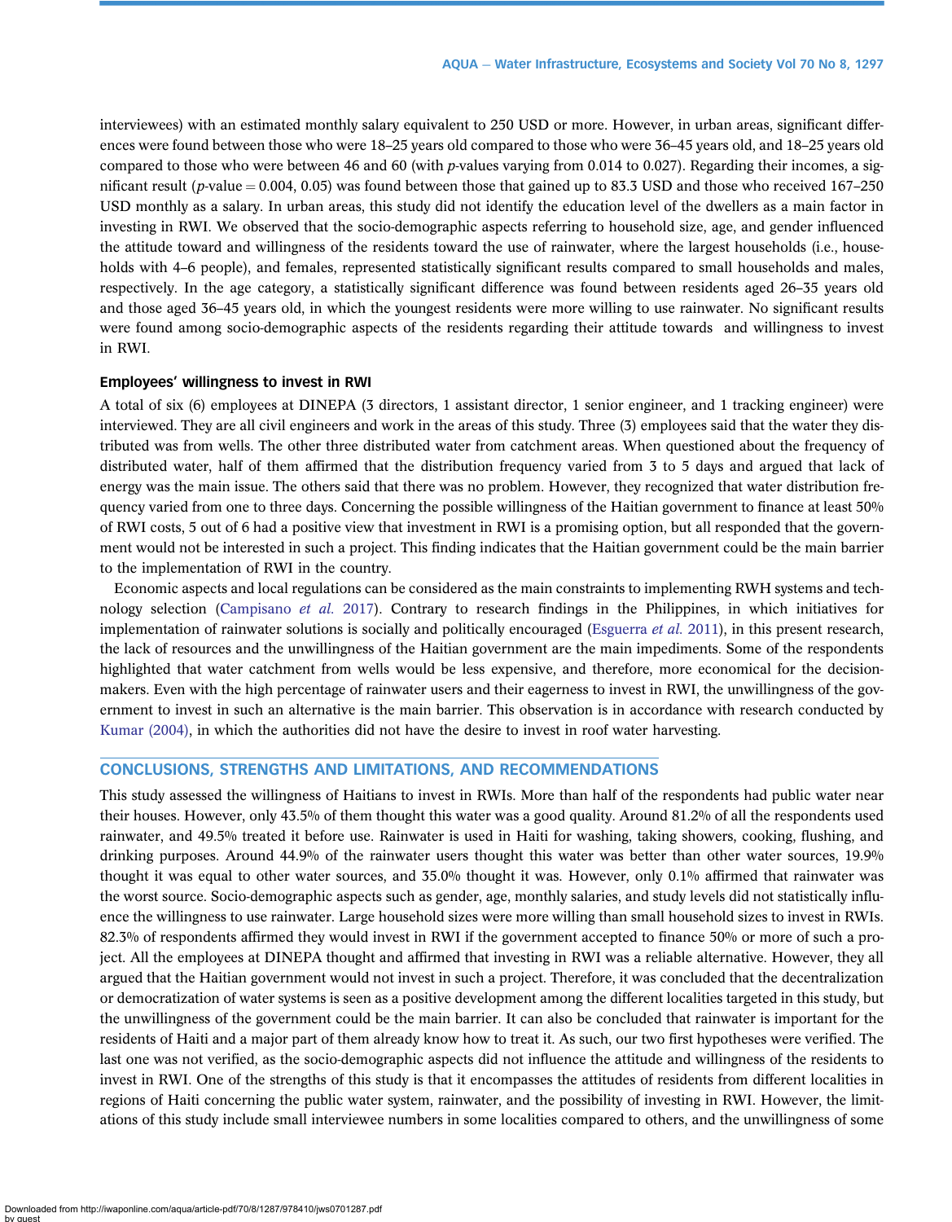interviewees) with an estimated monthly salary equivalent to 250 USD or more. However, in urban areas, significant differences were found between those who were 18–25 years old compared to those who were 36–45 years old, and 18–25 years old compared to those who were between 46 and 60 (with *p*-values varying from 0.014 to 0.027). Regarding their incomes, a significant result (*p*-value = 0.004, 0.05) was found between those that gained up to 83.3 USD and those who received 167–250 USD monthly as a salary. In urban areas, this study did not identify the education level of the dwellers as a main factor in investing in RWI. We observed that the socio-demographic aspects referring to household size, age, and gender influenced the attitude toward and willingness of the residents toward the use of rainwater, where the largest households (i.e., households with 4–6 people), and females, represented statistically significant results compared to small households and males, respectively. In the age category, a statistically significant difference was found between residents aged 26–35 years old and those aged 36–45 years old, in which the youngest residents were more willing to use rainwater. No significant results were found among socio-demographic aspects of the residents regarding their attitude towards and willingness to invest in RWI.

### Employees' willingness to invest in RWI

A total of six (6) employees at DINEPA (3 directors, 1 assistant director, 1 senior engineer, and 1 tracking engineer) were interviewed. They are all civil engineers and work in the areas of this study. Three (3) employees said that the water they distributed was from wells. The other three distributed water from catchment areas. When questioned about the frequency of distributed water, half of them affirmed that the distribution frequency varied from 3 to 5 days and argued that lack of energy was the main issue. The others said that there was no problem. However, they recognized that water distribution frequency varied from one to three days. Concerning the possible willingness of the Haitian government to finance at least 50% of RWI costs, 5 out of 6 had a positive view that investment in RWI is a promising option, but all responded that the government would not be interested in such a project. This finding indicates that the Haitian government could be the main barrier to the implementation of RWI in the country.

Economic aspects and local regulations can be considered as the main constraints to implementing RWH systems and technology selection (Campisano *et al.* 2017). Contrary to research findings in the Philippines, in which initiatives for implementation of rainwater solutions is socially and politically encouraged (Esguerra *et al.* 2011), in this present research, the lack of resources and the unwillingness of the Haitian government are the main impediments. Some of the respondents highlighted that water catchment from wells would be less expensive, and therefore, more economical for the decision-makers. Even with the high percentage of rainwater users and their eagerness to invest in RWI, the unwillingness of the government to invest in such an alternative is the main barrier. This observation is in accordance with research conducted by Kumar (2004), in which the authorities did not have the desire to invest in roof water harvesting.

## CONCLUSIONS, STRENGTHS AND LIMITATIONS, AND RECOMMENDATIONS

This study assessed the willingness of Haitians to invest in RWIs. More than half of the respondents had public water near their houses. However, only 43.5% of them thought this water was a good quality. Around 81.2% of all the respondents used rainwater, and 49.5% treated it before use. Rainwater is used in Haiti for washing, taking showers, cooking, flushing, and drinking purposes. Around 44.9% of the rainwater users thought this water was better than other water sources, 19.9% thought it was equal to other water sources, and 35.0% thought it was. However, only 0.1% affirmed that rainwater was the worst source. Socio-demographic aspects such as gender, age, monthly salaries, and study levels did not statistically influence the willingness to use rainwater. Large household sizes were more willing than small household sizes to invest in RWIs. 82.3% of respondents affirmed they would invest in RWI if the government accepted to finance 50% or more of such a project. All the employees at DINEPA thought and affirmed that investing in RWI was a reliable alternative. However, they all argued that the Haitian government would not invest in such a project. Therefore, it was concluded that the decentralization or democratization of water systems is seen as a positive development among the different localities targeted in this study, but the unwillingness of the government could be the main barrier. It can also be concluded that rainwater is important for the residents of Haiti and a major part of them already know how to treat it. As such, our two first hypotheses were verified. The last one was not verified, as the socio-demographic aspects did not influence the attitude and willingness of the residents to invest in RWI. One of the strengths of this study is that it encompasses the attitudes of residents from different localities in regions of Haiti concerning the public water system, rainwater, and the possibility of investing in RWI. However, the limitations of this study include small interviewee numbers in some localities compared to others, and the unwillingness of some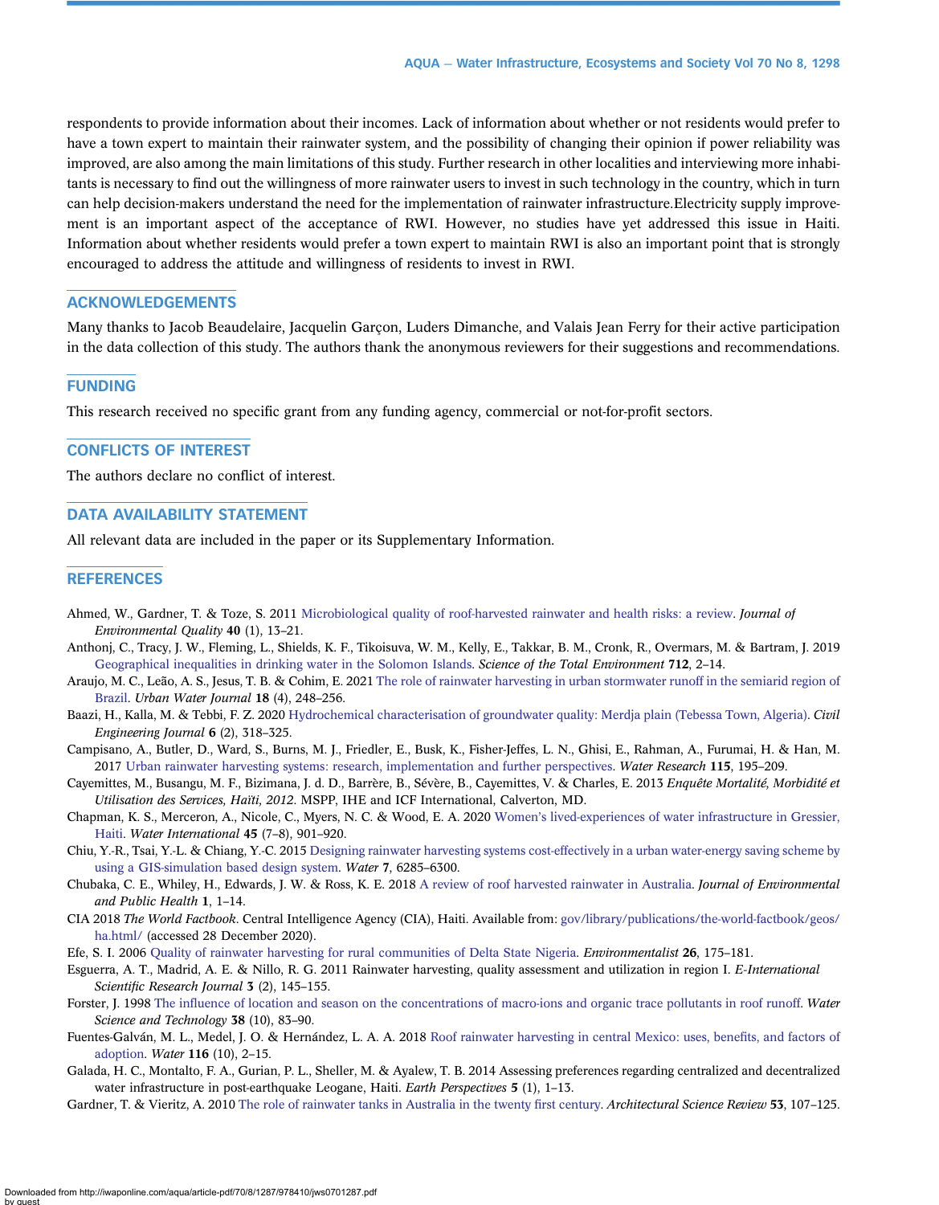respondents to provide information about their incomes. Lack of information about whether or not residents would prefer to have a town expert to maintain their rainwater system, and the possibility of changing their opinion if power reliability was improved, are also among the main limitations of this study. Further research in other localities and interviewing more inhabitants is necessary to find out the willingness of more rainwater users to invest in such technology in the country, which in turn can help decision-makers understand the need for the implementation of rainwater infrastructure.Electricity supply improvement is an important aspect of the acceptance of RWI. However, no studies have yet addressed this issue in Haiti. Information about whether residents would prefer a town expert to maintain RWI is also an important point that is strongly encouraged to address the attitude and willingness of residents to invest in RWI.

## ACKNOWLEDGEMENTS

Many thanks to Jacob Beaudelaire, Jacquelin Garçon, Luders Dimanche, and Valais Jean Ferry for their active participation in the data collection of this study. The authors thank the anonymous reviewers for their suggestions and recommendations.

## FUNDING

This research received no specific grant from any funding agency, commercial or not-for-profit sectors.

## CONFLICTS OF INTEREST

The authors declare no conflict of interest.

## DATA AVAILABILITY STATEMENT

All relevant data are included in the paper or its Supplementary Information.

## REFERENCES

Ahmed, W., Gardner, T. & Toze, S. 2011 Microbiological quality of roof-harvested rainwater and health risks: a review. *Journal of Environmental Quality* **40** (1), 13–21.

Anthonj, C., Tracy, J. W., Fleming, L., Shields, K. F., Tikoisuva, W. M., Kelly, E., Takkar, B. M., Cronk, R., Overmars, M. & Bartram, J. 2019 Geographical inequalities in drinking water in the Solomon Islands. *Science of the Total Environment* **712**, 2–14.

Araujo, M. C., Leão, A. S., Jesus, T. B. & Cohim, E. 2021 The role of rainwater harvesting in urban stormwater runoff in the semiarid region of Brazil. *Urban Water Journal* **18** (4), 248–256.

Baazi, H., Kalla, M. & Tebbi, F. Z. 2020 Hydrochemical characterisation of groundwater quality: Merdja plain (Tebessa Town, Algeria). *Civil Engineering Journal* **6** (2), 318–325.

Campisano, A., Butler, D., Ward, S., Burns, M. J., Friedler, E., Busk, K., Fisher-Jeffes, L. N., Ghisi, E., Rahman, A., Furumai, H. & Han, M. 2017 Urban rainwater harvesting systems: research, implementation and further perspectives. *Water Research* **115**, 195–209.

Cayemittes, M., Busangu, M. F., Bizimana, J. d. D., Barrère, B., Sévère, B., Cayemittes, V. & Charles, E. 2013 *Enquête Mortalité, Morbidité et Utilisation des Services, Haïti, 2012*. MSPP, IHE and ICF International, Calverton, MD.

Chapman, K. S., Merceron, A., Myers, N. C. & Wood, E. A. 2020 Women's lived-experiences of water infrastructure in Gressier, Haiti. *Water International* **45** (7–8), 901–920.

Chiu, Y.-R., Tsai, Y.-L. & Chiang, Y.-C. 2015 Designing rainwater harvesting systems cost-effectively in a urban water-energy saving scheme by using a GIS-simulation based design system. *Water* **7**, 6285–6300.

Chubaka, C. E., Whiley, H., Edwards, J. W. & Ross, K. E. 2018 A review of roof harvested rainwater in Australia. *Journal of Environmental and Public Health* **1**, 1–14.

CIA 2018 *The World Factbook*. Central Intelligence Agency (CIA), Haiti. Available from: gov/library/publications/the-world-factbook/geos/ha.html/ (accessed 28 December 2020).

Efe, S. I. 2006 Quality of rainwater harvesting for rural communities of Delta State Nigeria. *Environmentalist* **26**, 175–181.

Esguerra, A. T., Madrid, A. E. & Nillo, R. G. 2011 Rainwater harvesting, quality assessment and utilization in region I. *E-International Scientific Research Journal* **3** (2), 145–155.

Forster, J. 1998 The influence of location and season on the concentrations of macro-ions and organic trace pollutants in roof runoff. *Water Science and Technology* **38** (10), 83–90.

Fuentes-Galván, M. L., Medel, J. O. & Hernández, L. A. A. 2018 Roof rainwater harvesting in central Mexico: uses, benefits, and factors of adoption. *Water* **116** (10), 2–15.

Galada, H. C., Montalto, F. A., Gurian, P. L., Sheller, M. & Ayalew, T. B. 2014 Assessing preferences regarding centralized and decentralized water infrastructure in post-earthquake Leogane, Haiti. *Earth Perspectives* **5** (1), 1–13.

Gardner, T. & Vieritz, A. 2010 The role of rainwater tanks in Australia in the twenty first century. *Architectural Science Review* **53**, 107–125.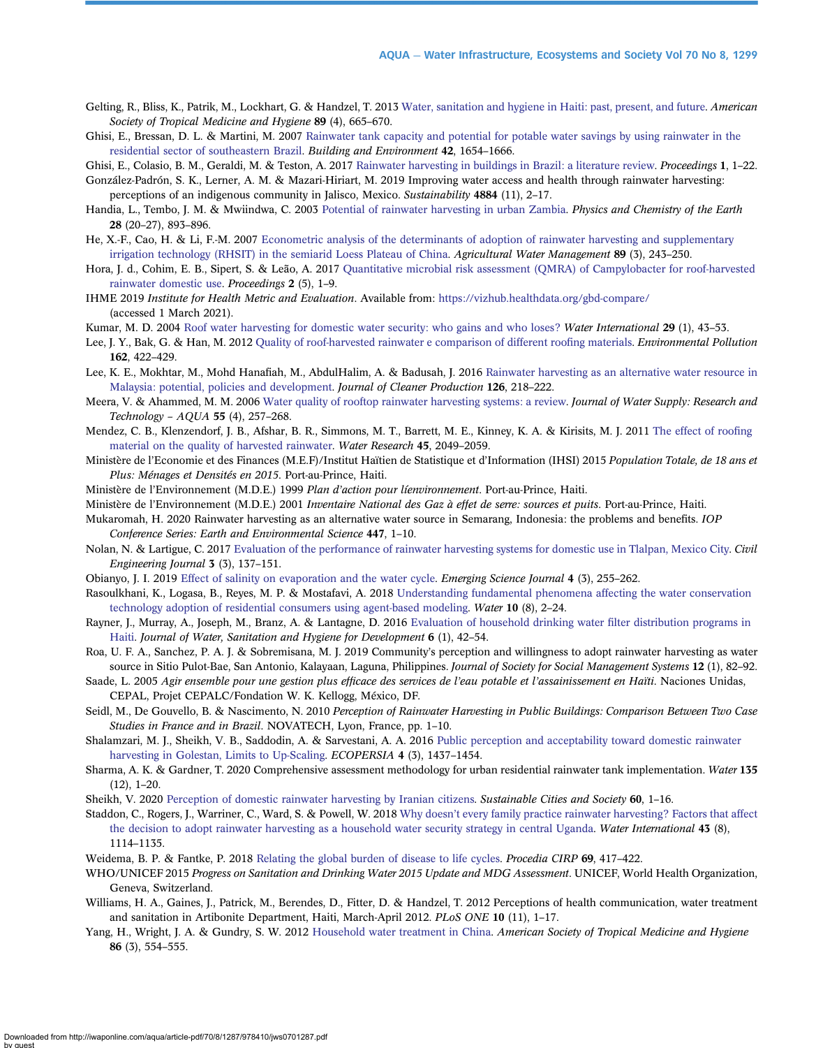Gelting, R., Bliss, K., Patrik, M., Lockhart, G. & Handzel, T. 2013 Water, sanitation and hygiene in Haiti: past, present, and future. *American Society of Tropical Medicine and Hygiene* **89** (4), 665–670.

Ghisi, E., Bressan, D. L. & Martini, M. 2007 Rainwater tank capacity and potential for potable water savings by using rainwater in the residential sector of southeastern Brazil. *Building and Environment* **42**, 1654–1666.

Ghisi, E., Colasio, B. M., Geraldi, M. & Teston, A. 2017 Rainwater harvesting in buildings in Brazil: a literature review. *Proceedings* **1**, 1–22.

González-Padrón, S. K., Lerner, A. M. & Mazari-Hiriart, M. 2019 Improving water access and health through rainwater harvesting: perceptions of an indigenous community in Jalisco, Mexico. *Sustainability* **4884** (11), 2–17.

Handia, L., Tembo, J. M. & Mwiindwa, C. 2003 Potential of rainwater harvesting in urban Zambia. *Physics and Chemistry of the Earth* **28** (20–27), 893–896.

He, X.-F., Cao, H. & Li, F.-M. 2007 Econometric analysis of the determinants of adoption of rainwater harvesting and supplementary irrigation technology (RHSIT) in the semiarid Loess Plateau of China. *Agricultural Water Management* **89** (3), 243–250.

Hora, J. d., Cohim, E. B., Sipert, S. & Leão, A. 2017 Quantitative microbial risk assessment (QMRA) of Campylobacter for roof-harvested rainwater domestic use. *Proceedings* **2** (5), 1–9.

IHME 2019 *Institute for Health Metric and Evaluation*. Available from: https://vizhub.healthdata.org/gbd-compare/ (accessed 1 March 2021).

Kumar, M. D. 2004 Roof water harvesting for domestic water security: who gains and who loses? *Water International* **29** (1), 43–53.

Lee, J. Y., Bak, G. & Han, M. 2012 Quality of roof-harvested rainwater e comparison of different roofing materials. *Environmental Pollution* **162**, 422–429.

Lee, K. E., Mokhtar, M., Mohd Hanafiah, M., AbdulHalim, A. & Badusah, J. 2016 Rainwater harvesting as an alternative water resource in Malaysia: potential, policies and development. *Journal of Cleaner Production* **126**, 218–222.

Meera, V. & Ahammed, M. M. 2006 Water quality of rooftop rainwater harvesting systems: a review. *Journal of Water Supply: Research and Technology – AQUA* **55** (4), 257–268.

Mendez, C. B., Klenzendorf, J. B., Afshar, B. R., Simmons, M. T., Barrett, M. E., Kinney, K. A. & Kirisits, M. J. 2011 The effect of roofing material on the quality of harvested rainwater. *Water Research* **45**, 2049–2059.

Ministère de l'Economie et des Finances (M.E.F)/Institut Haïtien de Statistique et d'Information (IHSI) 2015 *Population Totale, de 18 ans et Plus: Ménages et Densités en 2015*. Port-au-Prince, Haiti.

Ministère de l'Environnement (M.D.E.) 1999 *Plan d'action pour líenvironnement*. Port-au-Prince, Haiti.

Ministère de l'Environnement (M.D.E.) 2001 *Inventaire National des Gaz à effet de serre: sources et puits*. Port-au-Prince, Haiti.

Mukaromah, H. 2020 Rainwater harvesting as an alternative water source in Semarang, Indonesia: the problems and benefits. *IOP Conference Series: Earth and Environmental Science* **447**, 1–10.

Nolan, N. & Lartigue, C. 2017 Evaluation of the performance of rainwater harvesting systems for domestic use in Tlalpan, Mexico City. *Civil Engineering Journal* **3** (3), 137–151.

Obianyo, J. I. 2019 Effect of salinity on evaporation and the water cycle. *Emerging Science Journal* **4** (3), 255–262.

Rasoulkhani, K., Logasa, B., Reyes, M. P. & Mostafavi, A. 2018 Understanding fundamental phenomena affecting the water conservation technology adoption of residential consumers using agent-based modeling. *Water* **10** (8), 2–24.

Rayner, J., Murray, A., Joseph, M., Branz, A. & Lantagne, D. 2016 Evaluation of household drinking water filter distribution programs in Haiti. *Journal of Water, Sanitation and Hygiene for Development* **6** (1), 42–54.

Roa, U. F. A., Sanchez, P. A. J. & Sobremisana, M. J. 2019 Community's perception and willingness to adopt rainwater harvesting as water source in Sitio Pulot-Bae, San Antonio, Kalayaan, Laguna, Philippines. *Journal of Society for Social Management Systems* **12** (1), 82–92.

Saade, L. 2005 *Agir ensemble pour une gestion plus efficace des services de l'eau potable et l'assainissement en Haïti*. Naciones Unidas, CEPAL, Projet CEPALC/Fondation W. K. Kellogg, México, DF.

Seidl, M., De Gouvello, B. & Nascimento, N. 2010 *Perception of Rainwater Harvesting in Public Buildings: Comparison Between Two Case Studies in France and in Brazil*. NOVATECH, Lyon, France, pp. 1–10.

Shalamzari, M. J., Sheikh, V. B., Saddodin, A. & Sarvestani, A. A. 2016 Public perception and acceptability toward domestic rainwater harvesting in Golestan, Limits to Up-Scaling. *ECOPERSIA* **4** (3), 1437–1454.

Sharma, A. K. & Gardner, T. 2020 Comprehensive assessment methodology for urban residential rainwater tank implementation. *Water* **135** (12), 1–20.

Sheikh, V. 2020 Perception of domestic rainwater harvesting by Iranian citizens. *Sustainable Cities and Society* **60**, 1–16.

Staddon, C., Rogers, J., Warriner, C., Ward, S. & Powell, W. 2018 Why doesn't every family practice rainwater harvesting? Factors that affect the decision to adopt rainwater harvesting as a household water security strategy in central Uganda. *Water International* **43** (8), 1114–1135.

Weidema, B. P. & Fantke, P. 2018 Relating the global burden of disease to life cycles. *Procedia CIRP* **69**, 417–422.

WHO/UNICEF 2015 *Progress on Sanitation and Drinking Water 2015 Update and MDG Assessment*. UNICEF, World Health Organization, Geneva, Switzerland.

Williams, H. A., Gaines, J., Patrick, M., Berendes, D., Fitter, D. & Handzel, T. 2012 Perceptions of health communication, water treatment and sanitation in Artibonite Department, Haiti, March-April 2012. *PLoS ONE* **10** (11), 1–17.

Yang, H., Wright, J. A. & Gundry, S. W. 2012 Household water treatment in China. *American Society of Tropical Medicine and Hygiene* **86** (3), 554–555.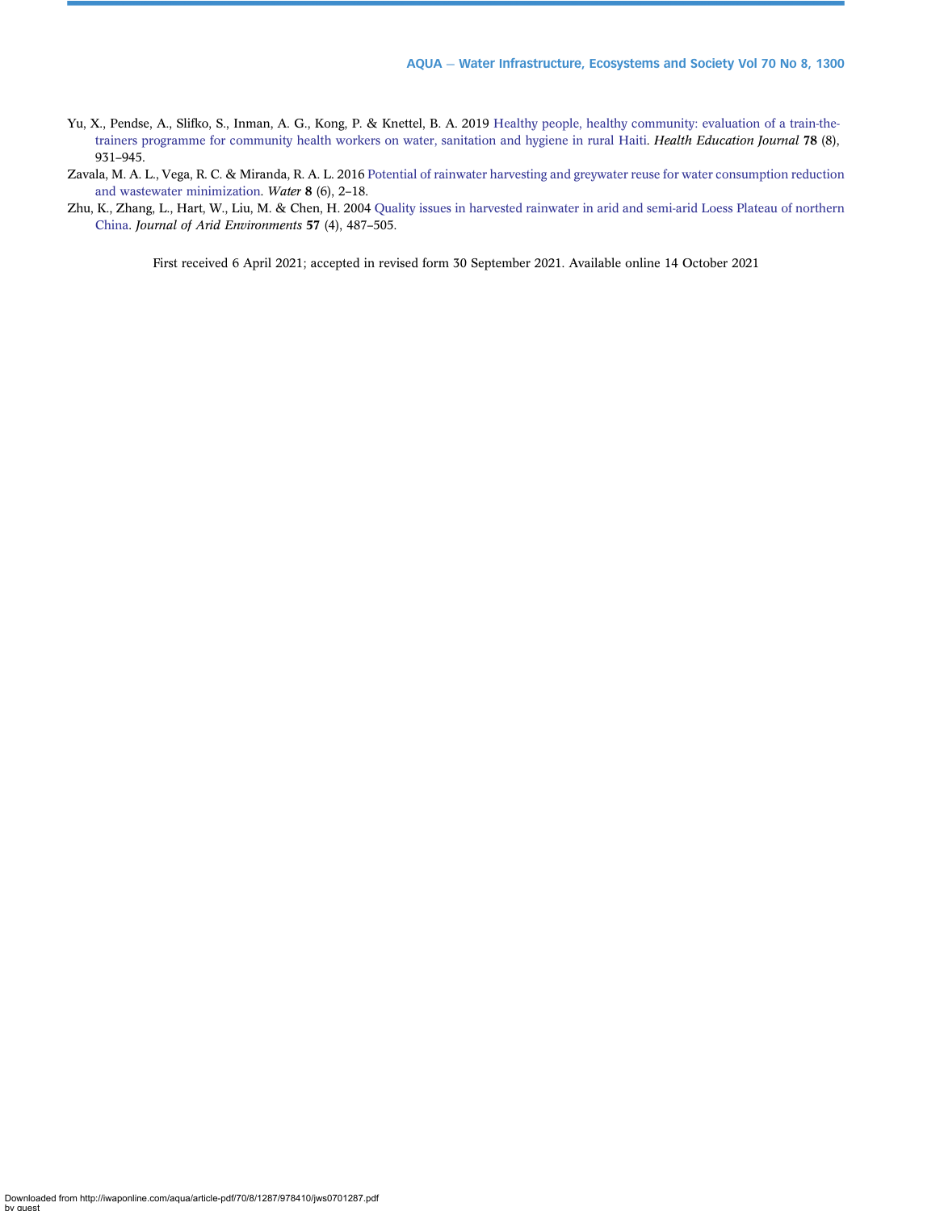Yu, X., Pendse, A., Slifko, S., Inman, A. G., Kong, P. & Knettel, B. A. 2019 Healthy people, healthy community: evaluation of a train-the-trainers programme for community health workers on water, sanitation and hygiene in rural Haiti. *Health Education Journal* **78** (8), 931–945.

Zavala, M. A. L., Vega, R. C. & Miranda, R. A. L. 2016 Potential of rainwater harvesting and greywater reuse for water consumption reduction and wastewater minimization. *Water* **8** (6), 2–18.

Zhu, K., Zhang, L., Hart, W., Liu, M. & Chen, H. 2004 Quality issues in harvested rainwater in arid and semi-arid Loess Plateau of northern China. *Journal of Arid Environments* **57** (4), 487–505.

First received 6 April 2021; accepted in revised form 30 September 2021. Available online 14 October 2021